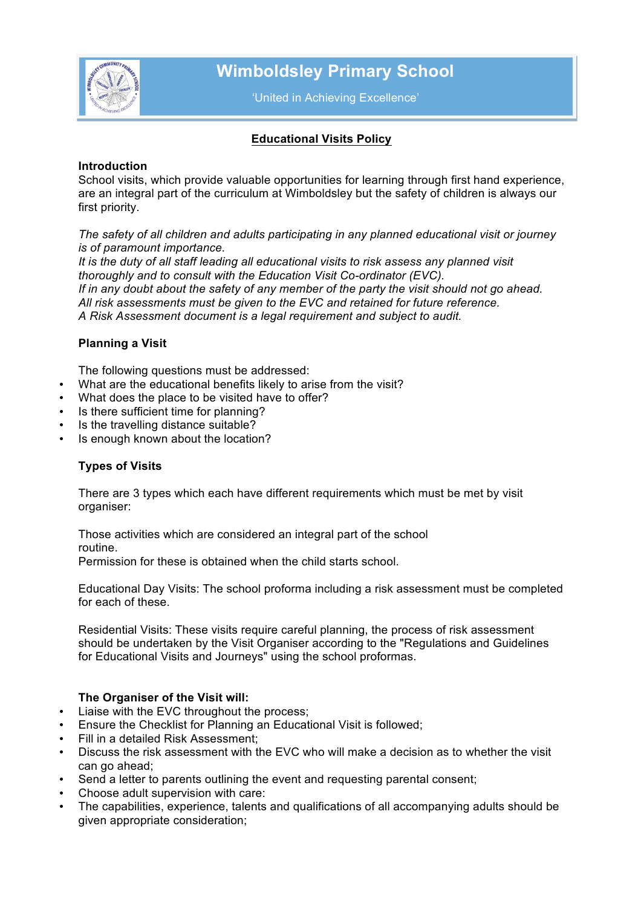# Wimboldsley Primary School

'United in Achieving Excellence'

## Educational Visits Policy

### Introduction

School visits, which provide valuable opportunities for learning through first hand experience, are an integral part of the curriculum at Wimboldsley but the safety of children is always our first priority.

*The safety of all children and adults participating in any planned educational visit or journey is of paramount importance.*
*It is the duty of all staff leading all educational visits to risk assess any planned visit thoroughly and to consult with the Education Visit Co-ordinator (EVC).*
*If in any doubt about the safety of any member of the party the visit should not go ahead.*
*All risk assessments must be given to the EVC and retained for future reference.*
*A Risk Assessment document is a legal requirement and subject to audit.*

### Planning a Visit

The following questions must be addressed:

- What are the educational benefits likely to arise from the visit?
- What does the place to be visited have to offer?
- Is there sufficient time for planning?
- Is the travelling distance suitable?
- Is enough known about the location?

### Types of Visits

There are 3 types which each have different requirements which must be met by visit organiser:

Those activities which are considered an integral part of the school routine.
Permission for these is obtained when the child starts school.

Educational Day Visits: The school proforma including a risk assessment must be completed for each of these.

Residential Visits: These visits require careful planning, the process of risk assessment should be undertaken by the Visit Organiser according to the "Regulations and Guidelines for Educational Visits and Journeys" using the school proformas.

### The Organiser of the Visit will:

- Liaise with the EVC throughout the process;
- Ensure the Checklist for Planning an Educational Visit is followed;
- Fill in a detailed Risk Assessment;
- Discuss the risk assessment with the EVC who will make a decision as to whether the visit can go ahead;
- Send a letter to parents outlining the event and requesting parental consent;
- Choose adult supervision with care:
- The capabilities, experience, talents and qualifications of all accompanying adults should be given appropriate consideration;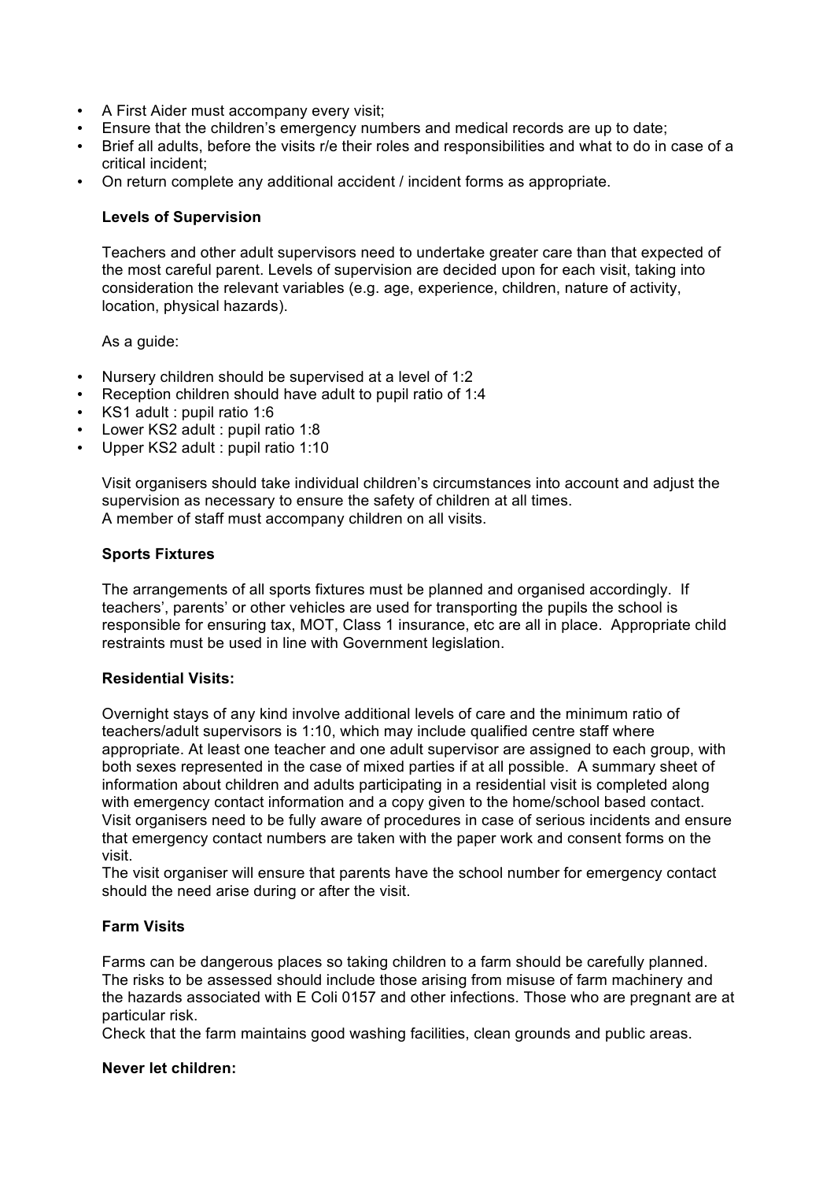- A First Aider must accompany every visit;
- Ensure that the children's emergency numbers and medical records are up to date;
- Brief all adults, before the visits r/e their roles and responsibilities and what to do in case of a critical incident;
- On return complete any additional accident / incident forms as appropriate.

**Levels of Supervision**

Teachers and other adult supervisors need to undertake greater care than that expected of the most careful parent. Levels of supervision are decided upon for each visit, taking into consideration the relevant variables (e.g. age, experience, children, nature of activity, location, physical hazards).

As a guide:

- Nursery children should be supervised at a level of 1:2
- Reception children should have adult to pupil ratio of 1:4
- KS1 adult : pupil ratio 1:6
- Lower KS2 adult : pupil ratio 1:8
- Upper KS2 adult : pupil ratio 1:10

Visit organisers should take individual children's circumstances into account and adjust the supervision as necessary to ensure the safety of children at all times.
A member of staff must accompany children on all visits.

**Sports Fixtures**

The arrangements of all sports fixtures must be planned and organised accordingly. If teachers', parents' or other vehicles are used for transporting the pupils the school is responsible for ensuring tax, MOT, Class 1 insurance, etc are all in place. Appropriate child restraints must be used in line with Government legislation.

**Residential Visits:**

Overnight stays of any kind involve additional levels of care and the minimum ratio of teachers/adult supervisors is 1:10, which may include qualified centre staff where appropriate. At least one teacher and one adult supervisor are assigned to each group, with both sexes represented in the case of mixed parties if at all possible. A summary sheet of information about children and adults participating in a residential visit is completed along with emergency contact information and a copy given to the home/school based contact. Visit organisers need to be fully aware of procedures in case of serious incidents and ensure that emergency contact numbers are taken with the paper work and consent forms on the visit.
The visit organiser will ensure that parents have the school number for emergency contact should the need arise during or after the visit.

**Farm Visits**

Farms can be dangerous places so taking children to a farm should be carefully planned. The risks to be assessed should include those arising from misuse of farm machinery and the hazards associated with E Coli 0157 and other infections. Those who are pregnant are at particular risk.
Check that the farm maintains good washing facilities, clean grounds and public areas.

**Never let children:**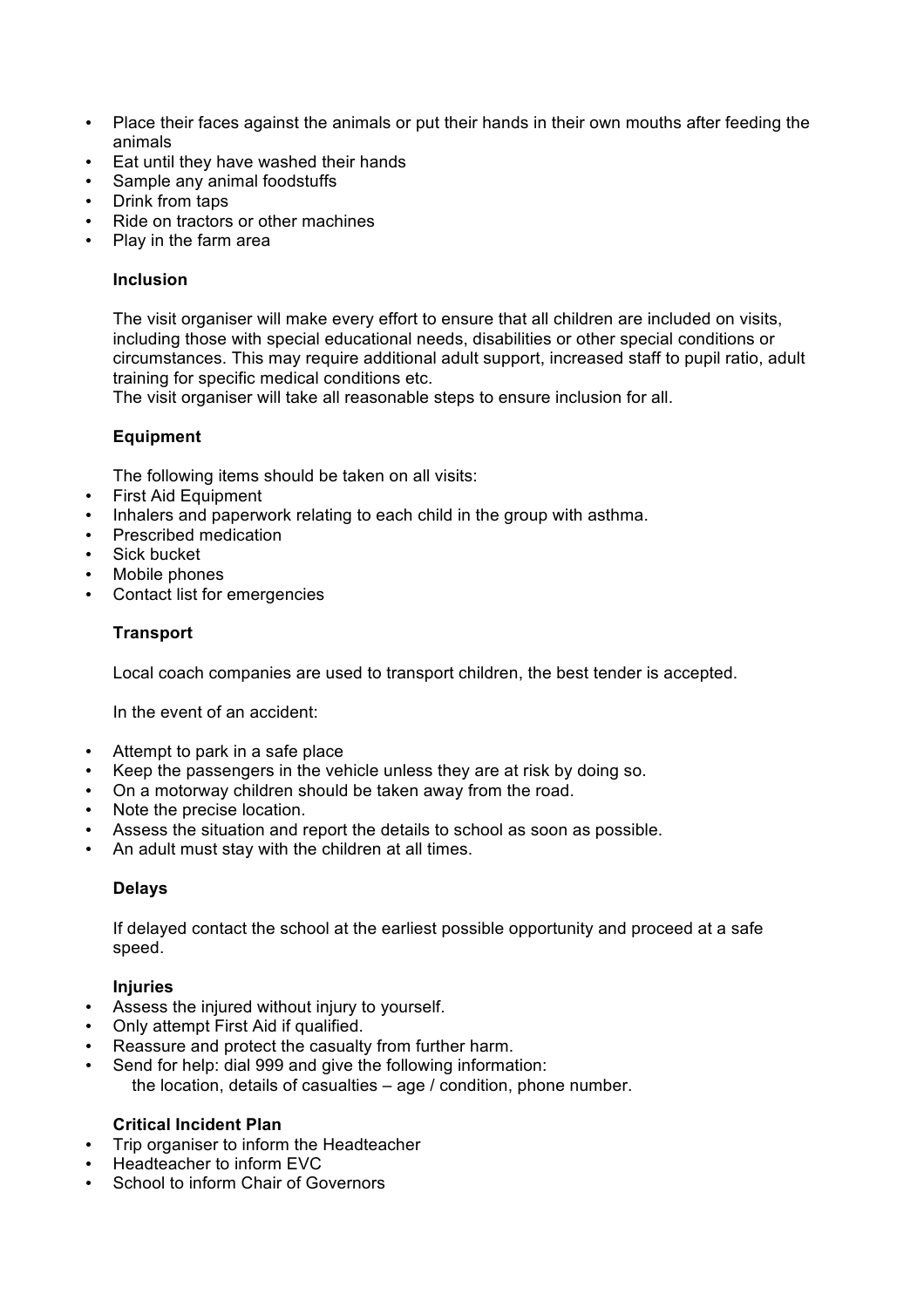- Place their faces against the animals or put their hands in their own mouths after feeding the animals
- Eat until they have washed their hands
- Sample any animal foodstuffs
- Drink from taps
- Ride on tractors or other machines
- Play in the farm area

**Inclusion**

The visit organiser will make every effort to ensure that all children are included on visits, including those with special educational needs, disabilities or other special conditions or circumstances. This may require additional adult support, increased staff to pupil ratio, adult training for specific medical conditions etc.
The visit organiser will take all reasonable steps to ensure inclusion for all.

**Equipment**

The following items should be taken on all visits:

- First Aid Equipment
- Inhalers and paperwork relating to each child in the group with asthma.
- Prescribed medication
- Sick bucket
- Mobile phones
- Contact list for emergencies

**Transport**

Local coach companies are used to transport children, the best tender is accepted.

In the event of an accident:

- Attempt to park in a safe place
- Keep the passengers in the vehicle unless they are at risk by doing so.
- On a motorway children should be taken away from the road.
- Note the precise location.
- Assess the situation and report the details to school as soon as possible.
- An adult must stay with the children at all times.

**Delays**

If delayed contact the school at the earliest possible opportunity and proceed at a safe speed.

**Injuries**

- Assess the injured without injury to yourself.
- Only attempt First Aid if qualified.
- Reassure and protect the casualty from further harm.
- Send for help: dial 999 and give the following information:
  the location, details of casualties – age / condition, phone number.

**Critical Incident Plan**

- Trip organiser to inform the Headteacher
- Headteacher to inform EVC
- School to inform Chair of Governors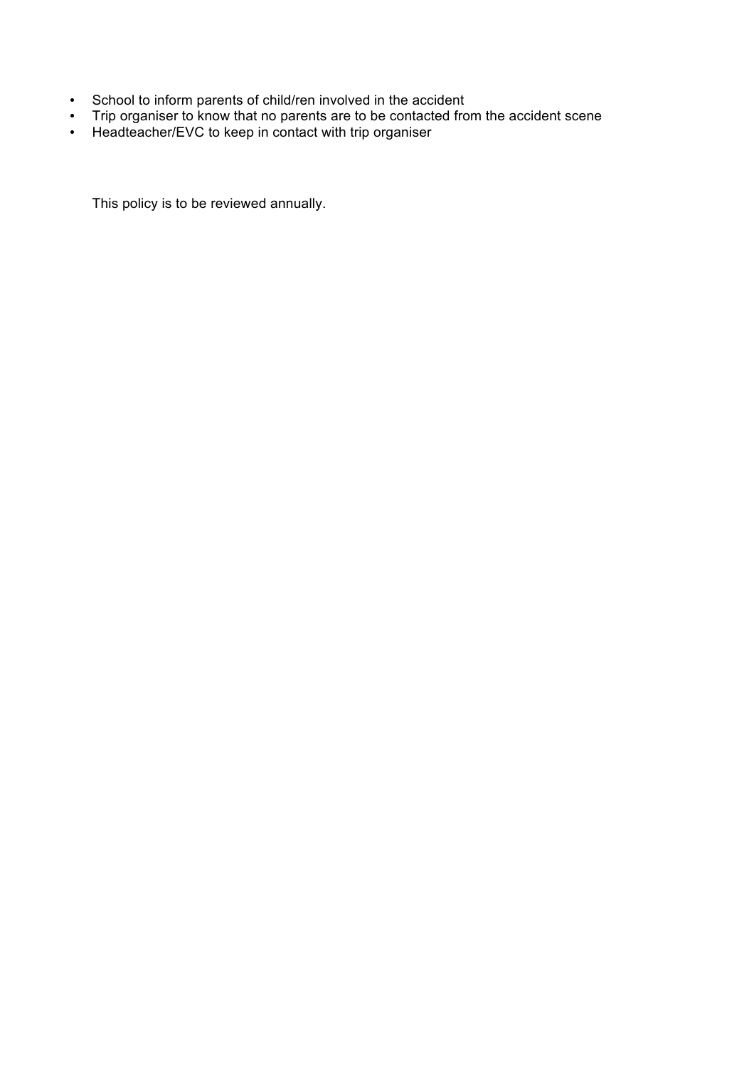- School to inform parents of child/ren involved in the accident
- Trip organiser to know that no parents are to be contacted from the accident scene
- Headteacher/EVC to keep in contact with trip organiser

This policy is to be reviewed annually.